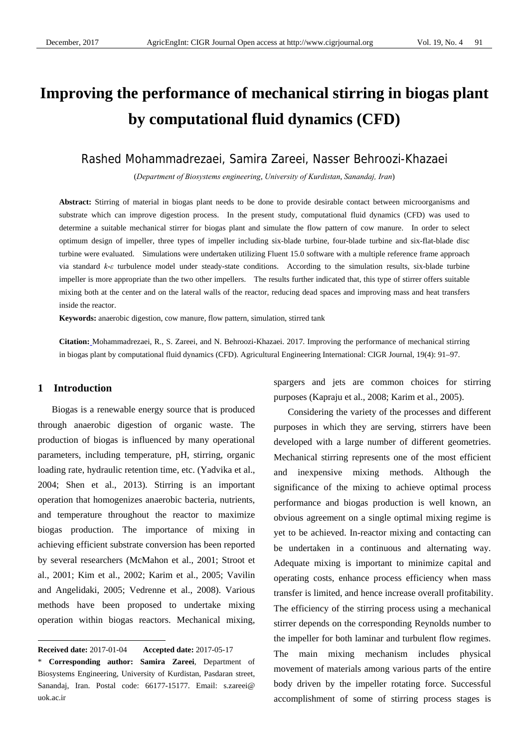# Improving the performance of mechanical stirring in biogas plant by computational fluid dynamics (CFD)

Rashed Mohammadrezaei, Samira Zareei, Nasser Behroozi-Khazaei

(*Department of Biosystems engineering*, *University of Kurdistan*, *Sanandaj, Iran*)

**Abstract:** Stirring of material in biogas plant needs to be done to provide desirable contact between microorganisms and substrate which can improve digestion process. In the present study, computational fluid dynamics (CFD) was used to determine a suitable mechanical stirrer for biogas plant and simulate the flow pattern of cow manure. In order to select optimum design of impeller, three types of impeller including six-blade turbine, four-blade turbine and six-flat-blade disc turbine were evaluated. Simulations were undertaken utilizing Fluent 15.0 software with a multiple reference frame approach via standard *k-ε* turbulence model under steady-state conditions. According to the simulation results, six-blade turbine impeller is more appropriate than the two other impellers. The results further indicated that, this type of stirrer offers suitable mixing both at the center and on the lateral walls of the reactor, reducing dead spaces and improving mass and heat transfers inside the reactor.

**Keywords:** anaerobic digestion, cow manure, flow pattern, simulation, stirred tank

**Citation:** Mohammadrezaei, R., S. Zareei, and N. Behroozi-Khazaei. 2017. Improving the performance of mechanical stirring in biogas plant by computational fluid dynamics (CFD). Agricultural Engineering International: CIGR Journal, 19(4): 91–97.

## 1 Introduction

Biogas is a renewable energy source that is produced through anaerobic digestion of organic waste. The production of biogas is influenced by many operational parameters, including temperature, pH, stirring, organic loading rate, hydraulic retention time, etc. (Yadvika et al., 2004; Shen et al., 2013). Stirring is an important operation that homogenizes anaerobic bacteria, nutrients, and temperature throughout the reactor to maximize biogas production. The importance of mixing in achieving efficient substrate conversion has been reported by several researchers (McMahon et al., 2001; Stroot et al., 2001; Kim et al., 2002; Karim et al., 2005; Vavilin and Angelidaki, 2005; Vedrenne et al., 2008). Various methods have been proposed to undertake mixing operation within biogas reactors. Mechanical mixing, spargers and jets are common choices for stirring purposes (Kapraju et al., 2008; Karim et al., 2005).

Considering the variety of the processes and different purposes in which they are serving, stirrers have been developed with a large number of different geometries. Mechanical stirring represents one of the most efficient and inexpensive mixing methods. Although the significance of the mixing to achieve optimal process performance and biogas production is well known, an obvious agreement on a single optimal mixing regime is yet to be achieved. In-reactor mixing and contacting can be undertaken in a continuous and alternating way. Adequate mixing is important to minimize capital and operating costs, enhance process efficiency when mass transfer is limited, and hence increase overall profitability. The efficiency of the stirring process using a mechanical stirrer depends on the corresponding Reynolds number to the impeller for both laminar and turbulent flow regimes. The main mixing mechanism includes physical movement of materials among various parts of the entire body driven by the impeller rotating force. Successful accomplishment of some of stirring process stages is

---

**Received date:** 2017-01-04 **Accepted date:** 2017-05-17

\* **Corresponding author: Samira Zareei**, Department of Biosystems Engineering, University of Kurdistan, Pasdaran street, Sanandaj, Iran. Postal code: 66177-15177. Email: s.zareei@uok.ac.ir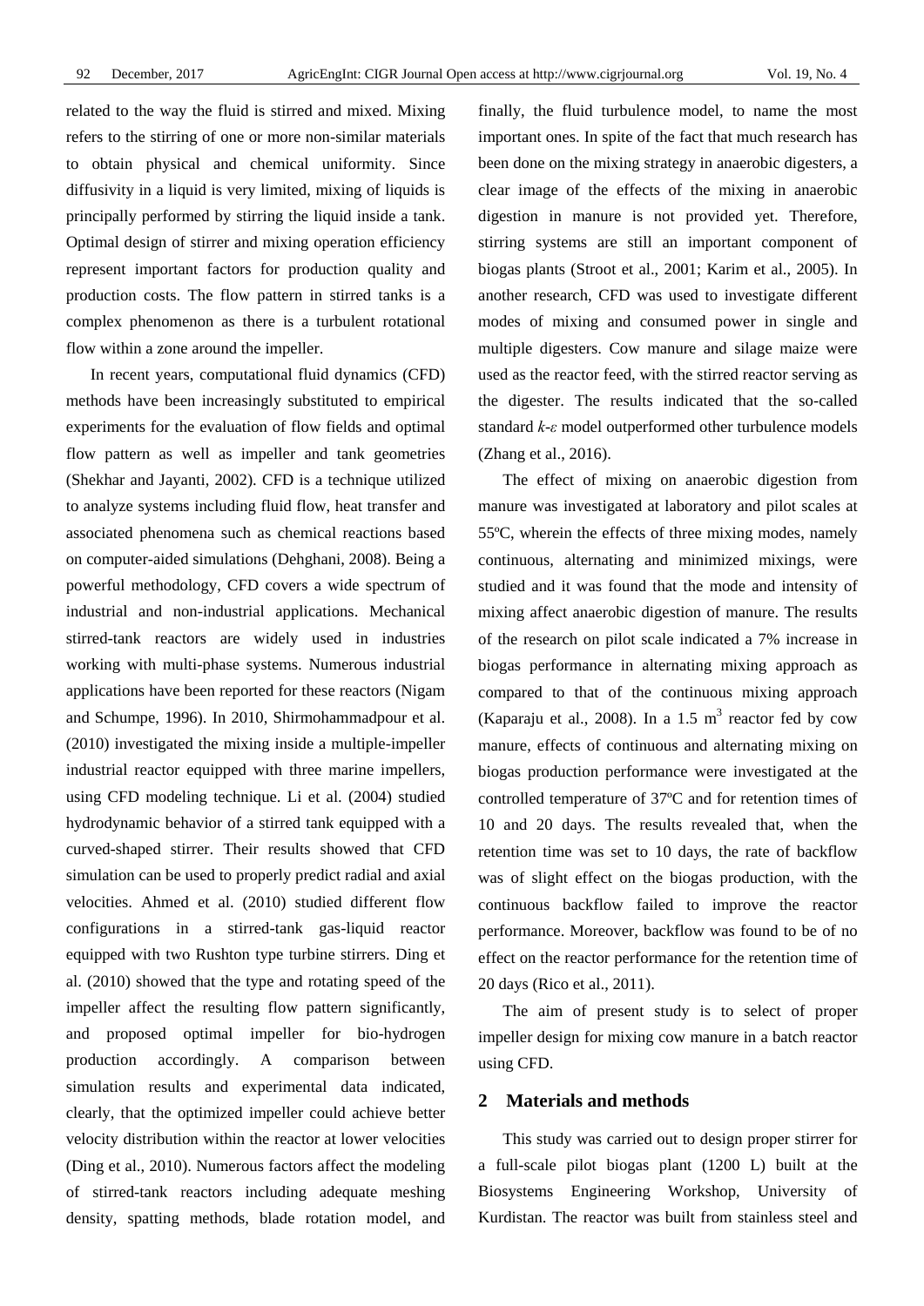related to the way the fluid is stirred and mixed. Mixing refers to the stirring of one or more non-similar materials to obtain physical and chemical uniformity. Since diffusivity in a liquid is very limited, mixing of liquids is principally performed by stirring the liquid inside a tank. Optimal design of stirrer and mixing operation efficiency represent important factors for production quality and production costs. The flow pattern in stirred tanks is a complex phenomenon as there is a turbulent rotational flow within a zone around the impeller.

In recent years, computational fluid dynamics (CFD) methods have been increasingly substituted to empirical experiments for the evaluation of flow fields and optimal flow pattern as well as impeller and tank geometries (Shekhar and Jayanti, 2002). CFD is a technique utilized to analyze systems including fluid flow, heat transfer and associated phenomena such as chemical reactions based on computer-aided simulations (Dehghani, 2008). Being a powerful methodology, CFD covers a wide spectrum of industrial and non-industrial applications. Mechanical stirred-tank reactors are widely used in industries working with multi-phase systems. Numerous industrial applications have been reported for these reactors (Nigam and Schumpe, 1996). In 2010, Shirmohammadpour et al. (2010) investigated the mixing inside a multiple-impeller industrial reactor equipped with three marine impellers, using CFD modeling technique. Li et al. (2004) studied hydrodynamic behavior of a stirred tank equipped with a curved-shaped stirrer. Their results showed that CFD simulation can be used to properly predict radial and axial velocities. Ahmed et al. (2010) studied different flow configurations in a stirred-tank gas-liquid reactor equipped with two Rushton type turbine stirrers. Ding et al. (2010) showed that the type and rotating speed of the impeller affect the resulting flow pattern significantly, and proposed optimal impeller for bio-hydrogen production accordingly. A comparison between simulation results and experimental data indicated, clearly, that the optimized impeller could achieve better velocity distribution within the reactor at lower velocities (Ding et al., 2010). Numerous factors affect the modeling of stirred-tank reactors including adequate meshing density, spatting methods, blade rotation model, and finally, the fluid turbulence model, to name the most important ones. In spite of the fact that much research has been done on the mixing strategy in anaerobic digesters, a clear image of the effects of the mixing in anaerobic digestion in manure is not provided yet. Therefore, stirring systems are still an important component of biogas plants (Stroot et al., 2001; Karim et al., 2005). In another research, CFD was used to investigate different modes of mixing and consumed power in single and multiple digesters. Cow manure and silage maize were used as the reactor feed, with the stirred reactor serving as the digester. The results indicated that the so-called standard $k$-$\varepsilon$ model outperformed other turbulence models (Zhang et al., 2016).

The effect of mixing on anaerobic digestion from manure was investigated at laboratory and pilot scales at 55ºC, wherein the effects of three mixing modes, namely continuous, alternating and minimized mixings, were studied and it was found that the mode and intensity of mixing affect anaerobic digestion of manure. The results of the research on pilot scale indicated a 7% increase in biogas performance in alternating mixing approach as compared to that of the continuous mixing approach (Kaparaju et al., 2008). In a 1.5 $m^3$ reactor fed by cow manure, effects of continuous and alternating mixing on biogas production performance were investigated at the controlled temperature of 37ºC and for retention times of 10 and 20 days. The results revealed that, when the retention time was set to 10 days, the rate of backflow was of slight effect on the biogas production, with the continuous backflow failed to improve the reactor performance. Moreover, backflow was found to be of no effect on the reactor performance for the retention time of 20 days (Rico et al., 2011).

The aim of present study is to select of proper impeller design for mixing cow manure in a batch reactor using CFD.

## 2 Materials and methods

This study was carried out to design proper stirrer for a full-scale pilot biogas plant (1200 L) built at the Biosystems Engineering Workshop, University of Kurdistan. The reactor was built from stainless steel and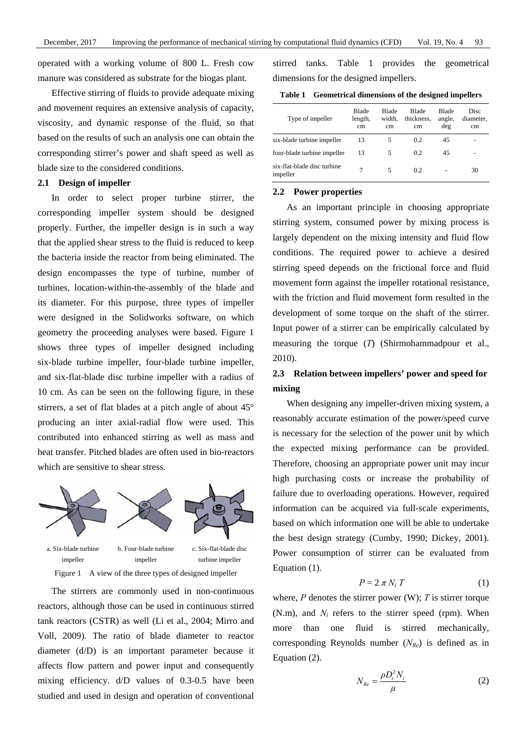operated with a working volume of 800 L. Fresh cow manure was considered as substrate for the biogas plant.

Effective stirring of fluids to provide adequate mixing and movement requires an extensive analysis of capacity, viscosity, and dynamic response of the fluid, so that based on the results of such an analysis one can obtain the corresponding stirrer's power and shaft speed as well as blade size to the considered conditions.

### 2.1 Design of impeller

In order to select proper turbine stirrer, the corresponding impeller system should be designed properly. Further, the impeller design is in such a way that the applied shear stress to the fluid is reduced to keep the bacteria inside the reactor from being eliminated. The design encompasses the type of turbine, number of turbines, location-within-the-assembly of the blade and its diameter. For this purpose, three types of impeller were designed in the Solidworks software, on which geometry the proceeding analyses were based. Figure 1 shows three types of impeller designed including six-blade turbine impeller, four-blade turbine impeller, and six-flat-blade disc turbine impeller with a radius of 10 cm. As can be seen on the following figure, in these stirrers, a set of flat blades at a pitch angle of about 45° producing an inter axial-radial flow were used. This contributed into enhanced stirring as well as mass and heat transfer. Pitched blades are often used in bio-reactors which are sensitive to shear stress.

a. Six-blade turbine impeller    b. Four-blade turbine impeller    c. Six-flat-blade disc turbine impeller

Figure 1 A view of the three types of designed impeller

The stirrers are commonly used in non-continuous reactors, although those can be used in continuous stirred tank reactors (CSTR) as well (Li et al., 2004; Mirro and Voll, 2009). The ratio of blade diameter to reactor diameter (d/D) is an important parameter because it affects flow pattern and power input and consequently mixing efficiency. d/D values of 0.3-0.5 have been studied and used in design and operation of conventional stirred tanks. Table 1 provides the geometrical dimensions for the designed impellers.

**Table 1 Geometrical dimensions of the designed impellers**

| Type of impeller | Blade length, cm | Blade width, cm | Blade thickness, cm | Blade angle, deg | Disc diameter, cm |
|---|---|---|---|---|---|
| six-blade turbine impeller | 13 | 5 | 0.2 | 45 | - |
| four-blade turbine impeller | 13 | 5 | 0.2 | 45 | - |
| six-flat-blade disc turbine impeller | 7 | 5 | 0.2 | - | 30 |

### 2.2 Power properties

As an important principle in choosing appropriate stirring system, consumed power by mixing process is largely dependent on the mixing intensity and fluid flow conditions. The required power to achieve a desired stirring speed depends on the frictional force and fluid movement form against the impeller rotational resistance, with the friction and fluid movement form resulted in the development of some torque on the shaft of the stirrer. Input power of a stirrer can be empirically calculated by measuring the torque (*T*) (Shirmohammadpour et al., 2010).

### 2.3 Relation between impellers' power and speed for mixing

When designing any impeller-driven mixing system, a reasonably accurate estimation of the power/speed curve is necessary for the selection of the power unit by which the expected mixing performance can be provided. Therefore, choosing an appropriate power unit may incur high purchasing costs or increase the probability of failure due to overloading operations. However, required information can be acquired via full-scale experiments, based on which information one will be able to undertake the best design strategy (Cumby, 1990; Dickey, 2001). Power consumption of stirrer can be evaluated from Equation (1).

$$P = 2\pi N_i T \tag{1}$$

where, $P$ denotes the stirrer power (W); $T$ is stirrer torque (N.m), and $N_i$ refers to the stirrer speed (rpm). When more than one fluid is stirred mechanically, corresponding Reynolds number ($N_{Re}$) is defined as in Equation (2).

$$N_{Re} = \frac{\rho D_i^2 N_i}{\mu} \tag{2}$$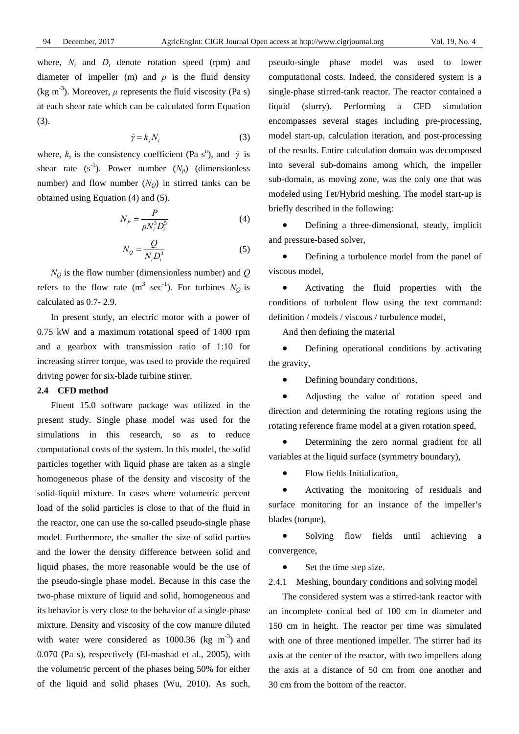where, $N_i$ and $D_i$ denote rotation speed (rpm) and diameter of impeller (m) and $\rho$ is the fluid density (kg m$^{-3}$). Moreover, $\mu$ represents the fluid viscosity (Pa s) at each shear rate which can be calculated form Equation (3).

$$\dot{\gamma} = k_s N_i \tag{3}$$

where, $k_s$ is the consistency coefficient (Pa s$^n$), and $\dot{\gamma}$ is shear rate (s$^{-1}$). Power number ($N_p$) (dimensionless number) and flow number ($N_Q$) in stirred tanks can be obtained using Equation (4) and (5).

$$N_P = \frac{P}{\rho N_i^3 D_i^5} \tag{4}$$

$$N_Q = \frac{Q}{N_i D_i^3} \tag{5}$$

$N_Q$ is the flow number (dimensionless number) and $Q$ refers to the flow rate (m$^3$ sec$^{-1}$). For turbines $N_Q$ is calculated as 0.7- 2.9.

In present study, an electric motor with a power of 0.75 kW and a maximum rotational speed of 1400 rpm and a gearbox with transmission ratio of 1:10 for increasing stirrer torque, was used to provide the required driving power for six-blade turbine stirrer.

### 2.4 CFD method

Fluent 15.0 software package was utilized in the present study. Single phase model was used for the simulations in this research, so as to reduce computational costs of the system. In this model, the solid particles together with liquid phase are taken as a single homogeneous phase of the density and viscosity of the solid-liquid mixture. In cases where volumetric percent load of the solid particles is close to that of the fluid in the reactor, one can use the so-called pseudo-single phase model. Furthermore, the smaller the size of solid parties and the lower the density difference between solid and liquid phases, the more reasonable would be the use of the pseudo-single phase model. Because in this case the two-phase mixture of liquid and solid, homogeneous and its behavior is very close to the behavior of a single-phase mixture. Density and viscosity of the cow manure diluted with water were considered as 1000.36 (kg m$^{-3}$) and 0.070 (Pa s), respectively (El-mashad et al., 2005), with the volumetric percent of the phases being 50% for either of the liquid and solid phases (Wu, 2010). As such, pseudo-single phase model was used to lower computational costs. Indeed, the considered system is a single-phase stirred-tank reactor. The reactor contained a liquid (slurry). Performing a CFD simulation encompasses several stages including pre-processing, model start-up, calculation iteration, and post-processing of the results. Entire calculation domain was decomposed into several sub-domains among which, the impeller sub-domain, as moving zone, was the only one that was modeled using Tet/Hybrid meshing. The model start-up is briefly described in the following:

- Defining a three-dimensional, steady, implicit and pressure-based solver,
- Defining a turbulence model from the panel of viscous model,
- Activating the fluid properties with the conditions of turbulent flow using the text command: definition / models / viscous / turbulence model,

  And then defining the material

- Defining operational conditions by activating the gravity,
- Defining boundary conditions,
- Adjusting the value of rotation speed and direction and determining the rotating regions using the rotating reference frame model at a given rotation speed,
- Determining the zero normal gradient for all variables at the liquid surface (symmetry boundary),
- Flow fields Initialization,
- Activating the monitoring of residuals and surface monitoring for an instance of the impeller's blades (torque),
- Solving flow fields until achieving a convergence,
- Set the time step size.

#### 2.4.1 Meshing, boundary conditions and solving model

The considered system was a stirred-tank reactor with an incomplete conical bed of 100 cm in diameter and 150 cm in height. The reactor per time was simulated with one of three mentioned impeller. The stirrer had its axis at the center of the reactor, with two impellers along the axis at a distance of 50 cm from one another and 30 cm from the bottom of the reactor.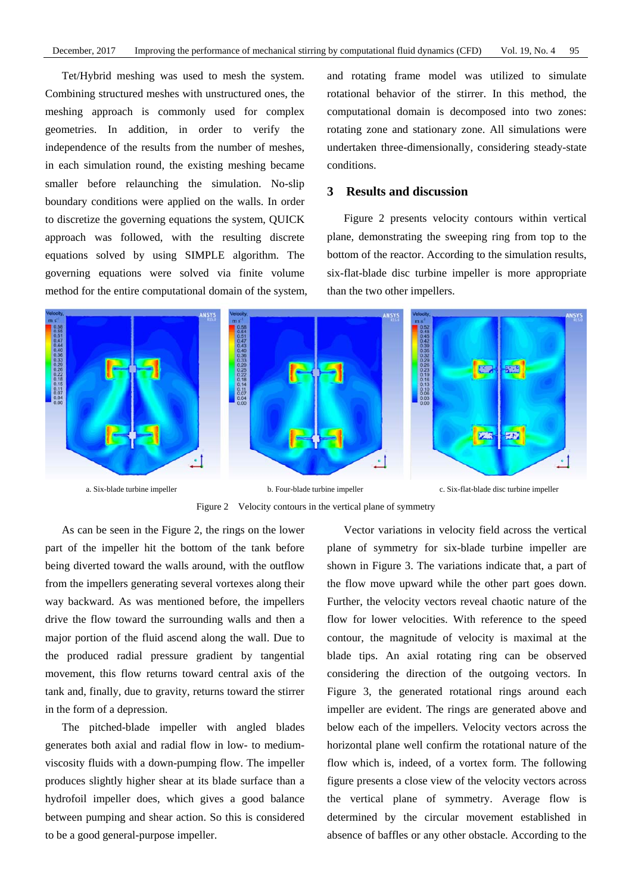Tet/Hybrid meshing was used to mesh the system. Combining structured meshes with unstructured ones, the meshing approach is commonly used for complex geometries. In addition, in order to verify the independence of the results from the number of meshes, in each simulation round, the existing meshing became smaller before relaunching the simulation. No-slip boundary conditions were applied on the walls. In order to discretize the governing equations the system, QUICK approach was followed, with the resulting discrete equations solved by using SIMPLE algorithm. The governing equations were solved via finite volume method for the entire computational domain of the system, and rotating frame model was utilized to simulate rotational behavior of the stirrer. In this method, the computational domain is decomposed into two zones: rotating zone and stationary zone. All simulations were undertaken three-dimensionally, considering steady-state conditions.

## 3 Results and discussion

Figure 2 presents velocity contours within vertical plane, demonstrating the sweeping ring from top to the bottom of the reactor. According to the simulation results, six-flat-blade disc turbine impeller is more appropriate than the two other impellers.

a. Six-blade turbine impeller b. Four-blade turbine impeller c. Six-flat-blade disc turbine impeller

Figure 2 Velocity contours in the vertical plane of symmetry

As can be seen in the Figure 2, the rings on the lower part of the impeller hit the bottom of the tank before being diverted toward the walls around, with the outflow from the impellers generating several vortexes along their way backward. As was mentioned before, the impellers drive the flow toward the surrounding walls and then a major portion of the fluid ascend along the wall. Due to the produced radial pressure gradient by tangential movement, this flow returns toward central axis of the tank and, finally, due to gravity, returns toward the stirrer in the form of a depression.

The pitched-blade impeller with angled blades generates both axial and radial flow in low- to medium-viscosity fluids with a down-pumping flow. The impeller produces slightly higher shear at its blade surface than a hydrofoil impeller does, which gives a good balance between pumping and shear action. So this is considered to be a good general-purpose impeller.

Vector variations in velocity field across the vertical plane of symmetry for six-blade turbine impeller are shown in Figure 3. The variations indicate that, a part of the flow move upward while the other part goes down. Further, the velocity vectors reveal chaotic nature of the flow for lower velocities. With reference to the speed contour, the magnitude of velocity is maximal at the blade tips. An axial rotating ring can be observed considering the direction of the outgoing vectors. In Figure 3, the generated rotational rings around each impeller are evident. The rings are generated above and below each of the impellers. Velocity vectors across the horizontal plane well confirm the rotational nature of the flow which is, indeed, of a vortex form. The following figure presents a close view of the velocity vectors across the vertical plane of symmetry. Average flow is determined by the circular movement established in absence of baffles or any other obstacle. According to the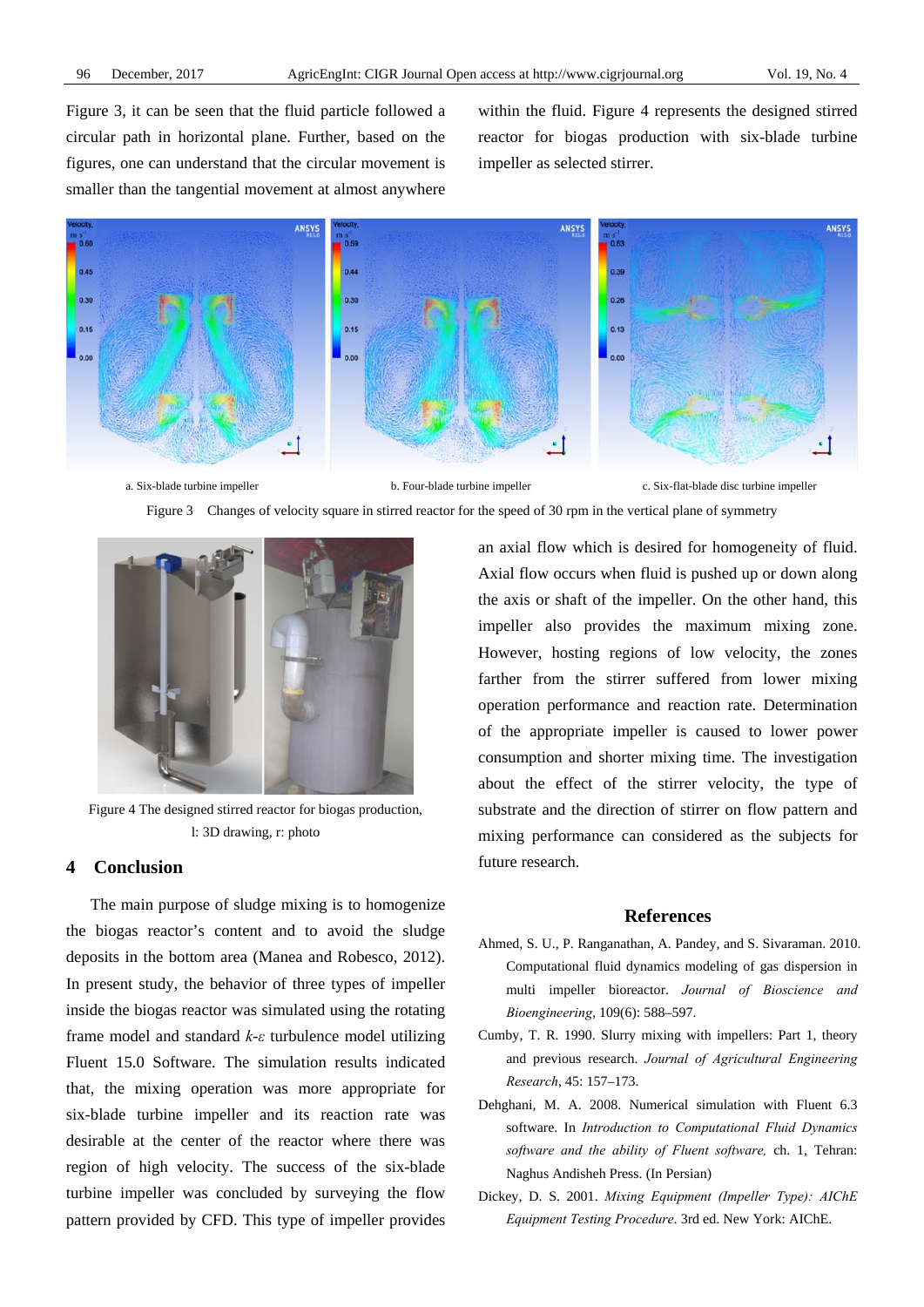Figure 3, it can be seen that the fluid particle followed a circular path in horizontal plane. Further, based on the figures, one can understand that the circular movement is smaller than the tangential movement at almost anywhere within the fluid. Figure 4 represents the designed stirred reactor for biogas production with six-blade turbine impeller as selected stirrer.

a. Six-blade turbine impeller b. Four-blade turbine impeller c. Six-flat-blade disc turbine impeller

Figure 3 Changes of velocity square in stirred reactor for the speed of 30 rpm in the vertical plane of symmetry

Figure 4 The designed stirred reactor for biogas production, l: 3D drawing, r: photo

## 4 Conclusion

The main purpose of sludge mixing is to homogenize the biogas reactor's content and to avoid the sludge deposits in the bottom area (Manea and Robesco, 2012). In present study, the behavior of three types of impeller inside the biogas reactor was simulated using the rotating frame model and standard $k$-$\varepsilon$ turbulence model utilizing Fluent 15.0 Software. The simulation results indicated that, the mixing operation was more appropriate for six-blade turbine impeller and its reaction rate was desirable at the center of the reactor where there was region of high velocity. The success of the six-blade turbine impeller was concluded by surveying the flow pattern provided by CFD. This type of impeller provides an axial flow which is desired for homogeneity of fluid. Axial flow occurs when fluid is pushed up or down along the axis or shaft of the impeller. On the other hand, this impeller also provides the maximum mixing zone. However, hosting regions of low velocity, the zones farther from the stirrer suffered from lower mixing operation performance and reaction rate. Determination of the appropriate impeller is caused to lower power consumption and shorter mixing time. The investigation about the effect of the stirrer velocity, the type of substrate and the direction of stirrer on flow pattern and mixing performance can considered as the subjects for future research.

## References

Ahmed, S. U., P. Ranganathan, A. Pandey, and S. Sivaraman. 2010. Computational fluid dynamics modeling of gas dispersion in multi impeller bioreactor. *Journal of Bioscience and Bioengineering*, 109(6): 588–597.

Cumby, T. R. 1990. Slurry mixing with impellers: Part 1, theory and previous research. *Journal of Agricultural Engineering Research*, 45: 157–173.

Dehghani, M. A. 2008. Numerical simulation with Fluent 6.3 software. In *Introduction to Computational Fluid Dynamics software and the ability of Fluent software,* ch. 1, Tehran: Naghus Andisheh Press. (In Persian)

Dickey, D. S. 2001. *Mixing Equipment (Impeller Type): AIChE Equipment Testing Procedure*. 3rd ed. New York: AIChE.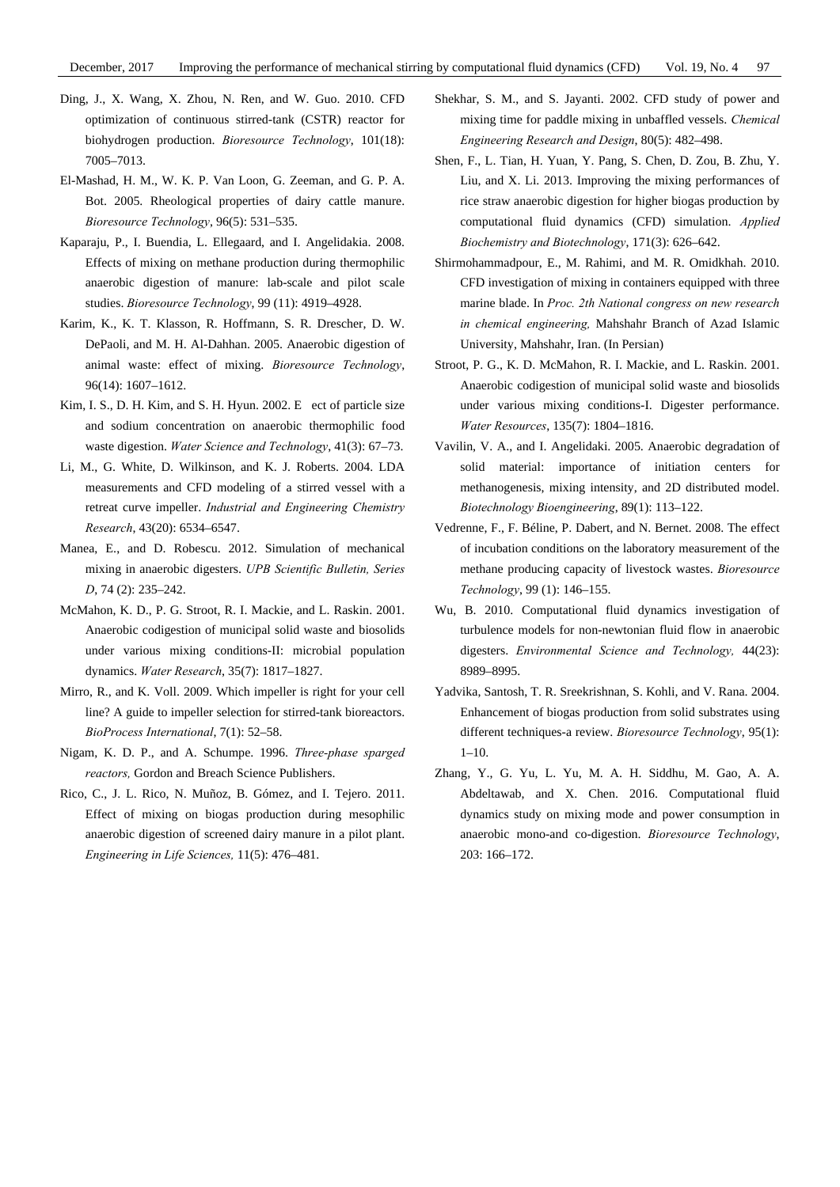Ding, J., X. Wang, X. Zhou, N. Ren, and W. Guo. 2010. CFD optimization of continuous stirred-tank (CSTR) reactor for biohydrogen production. *Bioresource Technology*, 101(18): 7005–7013.

El-Mashad, H. M., W. K. P. Van Loon, G. Zeeman, and G. P. A. Bot. 2005. Rheological properties of dairy cattle manure. *Bioresource Technology*, 96(5): 531–535.

Kaparaju, P., I. Buendia, L. Ellegaard, and I. Angelidakia. 2008. Effects of mixing on methane production during thermophilic anaerobic digestion of manure: lab-scale and pilot scale studies. *Bioresource Technology*, 99 (11): 4919–4928.

Karim, K., K. T. Klasson, R. Hoffmann, S. R. Drescher, D. W. DePaoli, and M. H. Al-Dahhan. 2005. Anaerobic digestion of animal waste: effect of mixing. *Bioresource Technology*, 96(14): 1607–1612.

Kim, I. S., D. H. Kim, and S. H. Hyun. 2002. E ect of particle size and sodium concentration on anaerobic thermophilic food waste digestion. *Water Science and Technology*, 41(3): 67–73.

Li, M., G. White, D. Wilkinson, and K. J. Roberts. 2004. LDA measurements and CFD modeling of a stirred vessel with a retreat curve impeller. *Industrial and Engineering Chemistry Research*, 43(20): 6534–6547.

Manea, E., and D. Robescu. 2012. Simulation of mechanical mixing in anaerobic digesters. *UPB Scientific Bulletin, Series D*, 74 (2): 235–242.

McMahon, K. D., P. G. Stroot, R. I. Mackie, and L. Raskin. 2001. Anaerobic codigestion of municipal solid waste and biosolids under various mixing conditions-II: microbial population dynamics. *Water Research*, 35(7): 1817–1827.

Mirro, R., and K. Voll. 2009. Which impeller is right for your cell line? A guide to impeller selection for stirred-tank bioreactors. *BioProcess International*, 7(1): 52–58.

Nigam, K. D. P., and A. Schumpe. 1996. *Three-phase sparged reactors,* Gordon and Breach Science Publishers.

Rico, C., J. L. Rico, N. Muñoz, B. Gómez, and I. Tejero. 2011. Effect of mixing on biogas production during mesophilic anaerobic digestion of screened dairy manure in a pilot plant. *Engineering in Life Sciences,* 11(5): 476–481.

Shekhar, S. M., and S. Jayanti. 2002. CFD study of power and mixing time for paddle mixing in unbaffled vessels. *Chemical Engineering Research and Design*, 80(5): 482–498.

Shen, F., L. Tian, H. Yuan, Y. Pang, S. Chen, D. Zou, B. Zhu, Y. Liu, and X. Li. 2013. Improving the mixing performances of rice straw anaerobic digestion for higher biogas production by computational fluid dynamics (CFD) simulation. *Applied Biochemistry and Biotechnology*, 171(3): 626–642.

Shirmohammadpour, E., M. Rahimi, and M. R. Omidkhah. 2010. CFD investigation of mixing in containers equipped with three marine blade. In *Proc. 2th National congress on new research in chemical engineering,* Mahshahr Branch of Azad Islamic University, Mahshahr, Iran. (In Persian)

Stroot, P. G., K. D. McMahon, R. I. Mackie, and L. Raskin. 2001. Anaerobic codigestion of municipal solid waste and biosolids under various mixing conditions-I. Digester performance. *Water Resources*, 135(7): 1804–1816.

Vavilin, V. A., and I. Angelidaki. 2005. Anaerobic degradation of solid material: importance of initiation centers for methanogenesis, mixing intensity, and 2D distributed model. *Biotechnology Bioengineering*, 89(1): 113–122.

Vedrenne, F., F. Béline, P. Dabert, and N. Bernet. 2008. The effect of incubation conditions on the laboratory measurement of the methane producing capacity of livestock wastes. *Bioresource Technology*, 99 (1): 146–155.

Wu, B. 2010. Computational fluid dynamics investigation of turbulence models for non-newtonian fluid flow in anaerobic digesters. *Environmental Science and Technology,* 44(23): 8989–8995.

Yadvika, Santosh, T. R. Sreekrishnan, S. Kohli, and V. Rana. 2004. Enhancement of biogas production from solid substrates using different techniques-a review. *Bioresource Technology*, 95(1): 1–10.

Zhang, Y., G. Yu, L. Yu, M. A. H. Siddhu, M. Gao, A. A. Abdeltawab, and X. Chen. 2016. Computational fluid dynamics study on mixing mode and power consumption in anaerobic mono-and co-digestion. *Bioresource Technology*, 203: 166–172.